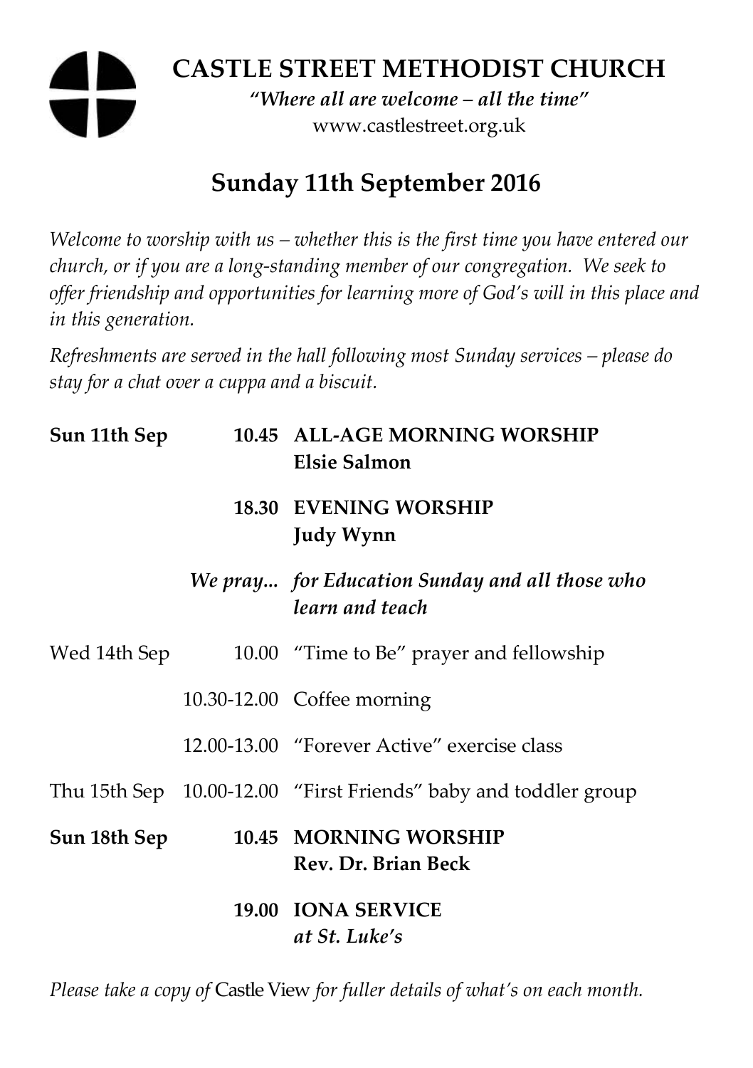# CASTLE STREET METHODIST CHURCH

*"Where all are welcome – all the time"*

www.castlestreet.org.uk

## Sunday 11th September 2016

*Welcome to worship with us – whether this is the first time you have entered our church, or if you are a long-standing member of our congregation. We seek to offer friendship and opportunities for learning more of God's will in this place and in this generation.*

*Refreshments are served in the hall following most Sunday services – please do stay for a chat over a cuppa and a biscuit.*

| | | |
|---|---|---|
| **Sun 11th Sep** | **10.45** | **ALL-AGE MORNING WORSHIP**<br>**Elsie Salmon** |
| | **18.30** | **EVENING WORSHIP**<br>**Judy Wynn** |
| | ***We pray...*** | ***for Education Sunday and all those who learn and teach*** |
| Wed 14th Sep | 10.00 | "Time to Be" prayer and fellowship |
| | 10.30-12.00 | Coffee morning |
| | 12.00-13.00 | "Forever Active" exercise class |
| Thu 15th Sep | 10.00-12.00 | "First Friends" baby and toddler group |
| **Sun 18th Sep** | **10.45** | **MORNING WORSHIP**<br>**Rev. Dr. Brian Beck** |
| | **19.00** | **IONA SERVICE**<br>***at St. Luke's*** |

*Please take a copy of* Castle View *for fuller details of what's on each month.*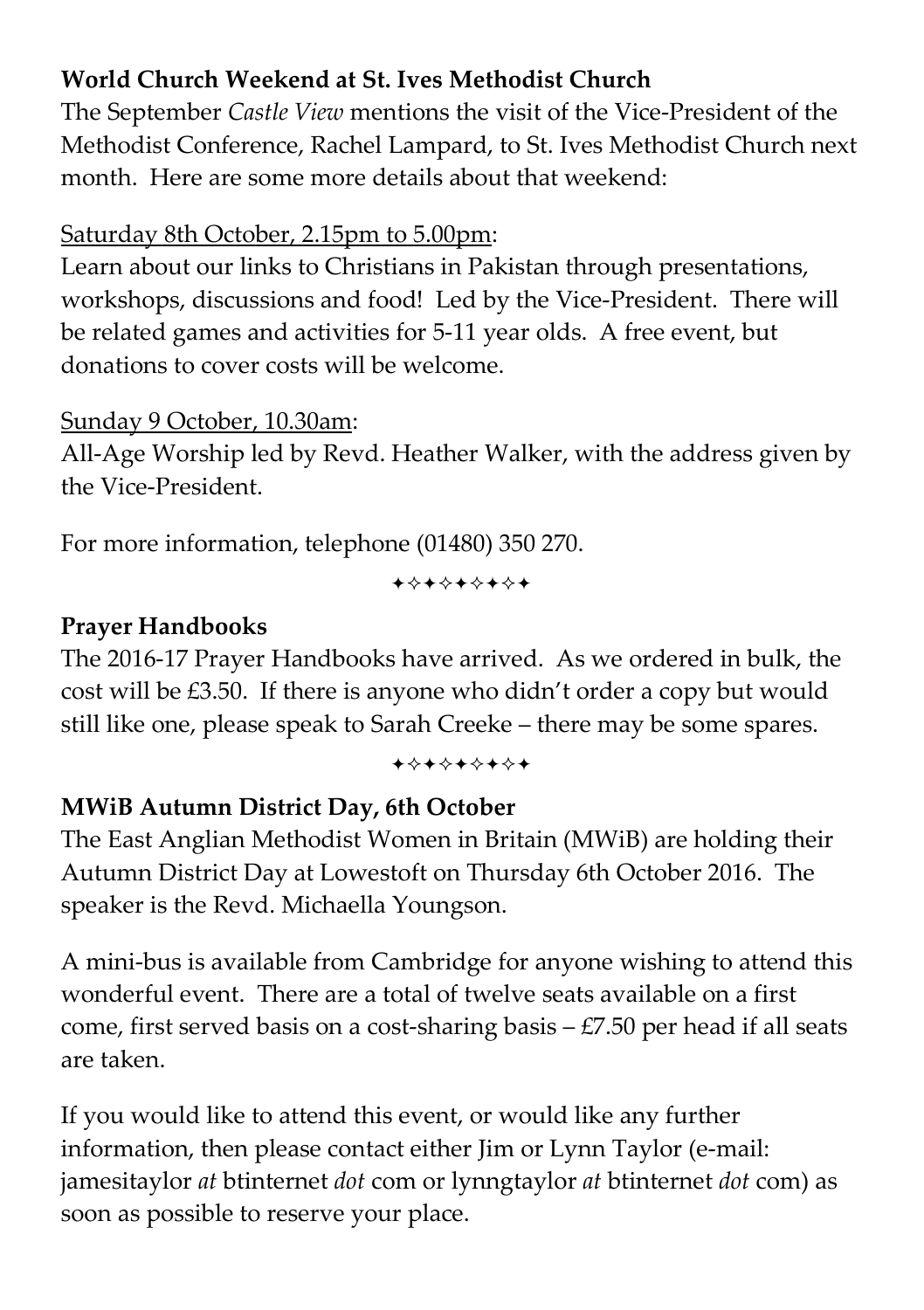**World Church Weekend at St. Ives Methodist Church**

The September *Castle View* mentions the visit of the Vice-President of the Methodist Conference, Rachel Lampard, to St. Ives Methodist Church next month. Here are some more details about that weekend:

<u>Saturday 8th October, 2.15pm to 5.00pm</u>:

Learn about our links to Christians in Pakistan through presentations, workshops, discussions and food! Led by the Vice-President. There will be related games and activities for 5-11 year olds. A free event, but donations to cover costs will be welcome.

<u>Sunday 9 October, 10.30am</u>:

All-Age Worship led by Revd. Heather Walker, with the address given by the Vice-President.

For more information, telephone (01480) 350 270.

✦✧✦✧✦✧✦✧✦

**Prayer Handbooks**

The 2016-17 Prayer Handbooks have arrived. As we ordered in bulk, the cost will be £3.50. If there is anyone who didn't order a copy but would still like one, please speak to Sarah Creeke – there may be some spares.

✦✧✦✧✦✧✦✧✦

**MWiB Autumn District Day, 6th October**

The East Anglian Methodist Women in Britain (MWiB) are holding their Autumn District Day at Lowestoft on Thursday 6th October 2016. The speaker is the Revd. Michaella Youngson.

A mini-bus is available from Cambridge for anyone wishing to attend this wonderful event. There are a total of twelve seats available on a first come, first served basis on a cost-sharing basis – £7.50 per head if all seats are taken.

If you would like to attend this event, or would like any further information, then please contact either Jim or Lynn Taylor (e-mail: jamesitaylor *at* btinternet *dot* com or lynngtaylor *at* btinternet *dot* com) as soon as possible to reserve your place.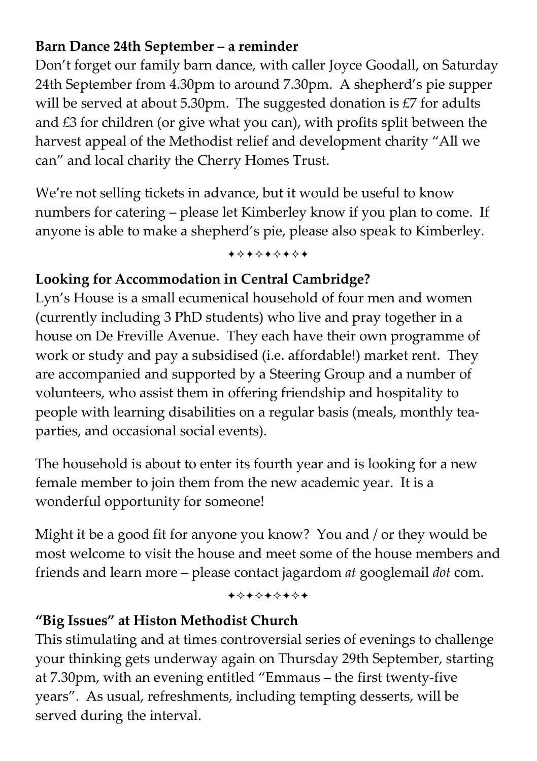**Barn Dance 24th September – a reminder**

Don't forget our family barn dance, with caller Joyce Goodall, on Saturday 24th September from 4.30pm to around 7.30pm. A shepherd's pie supper will be served at about 5.30pm. The suggested donation is £7 for adults and £3 for children (or give what you can), with profits split between the harvest appeal of the Methodist relief and development charity "All we can" and local charity the Cherry Homes Trust.

We're not selling tickets in advance, but it would be useful to know numbers for catering – please let Kimberley know if you plan to come. If anyone is able to make a shepherd's pie, please also speak to Kimberley.

✦✧✦✧✦✧✦✧✦

**Looking for Accommodation in Central Cambridge?**

Lyn's House is a small ecumenical household of four men and women (currently including 3 PhD students) who live and pray together in a house on De Freville Avenue. They each have their own programme of work or study and pay a subsidised (i.e. affordable!) market rent. They are accompanied and supported by a Steering Group and a number of volunteers, who assist them in offering friendship and hospitality to people with learning disabilities on a regular basis (meals, monthly tea-parties, and occasional social events).

The household is about to enter its fourth year and is looking for a new female member to join them from the new academic year. It is a wonderful opportunity for someone!

Might it be a good fit for anyone you know? You and / or they would be most welcome to visit the house and meet some of the house members and friends and learn more – please contact jagardom *at* googlemail *dot* com.

✦✧✦✧✦✧✦✧✦

**"Big Issues" at Histon Methodist Church**

This stimulating and at times controversial series of evenings to challenge your thinking gets underway again on Thursday 29th September, starting at 7.30pm, with an evening entitled "Emmaus – the first twenty-five years". As usual, refreshments, including tempting desserts, will be served during the interval.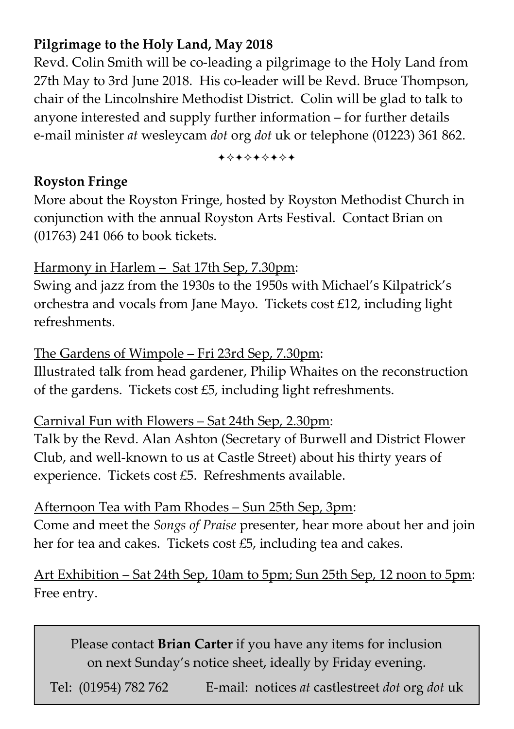**Pilgrimage to the Holy Land, May 2018**

Revd. Colin Smith will be co-leading a pilgrimage to the Holy Land from 27th May to 3rd June 2018. His co-leader will be Revd. Bruce Thompson, chair of the Lincolnshire Methodist District. Colin will be glad to talk to anyone interested and supply further information – for further details e-mail minister *at* wesleycam *dot* org *dot* uk or telephone (01223) 361 862.

✦✧✦✧✦✧✦✧✦

**Royston Fringe**

More about the Royston Fringe, hosted by Royston Methodist Church in conjunction with the annual Royston Arts Festival. Contact Brian on (01763) 241 066 to book tickets.

<u>Harmony in Harlem – Sat 17th Sep, 7.30pm</u>:
Swing and jazz from the 1930s to the 1950s with Michael's Kilpatrick's orchestra and vocals from Jane Mayo. Tickets cost £12, including light refreshments.

<u>The Gardens of Wimpole – Fri 23rd Sep, 7.30pm</u>:
Illustrated talk from head gardener, Philip Whaites on the reconstruction of the gardens. Tickets cost £5, including light refreshments.

<u>Carnival Fun with Flowers – Sat 24th Sep, 2.30pm</u>:
Talk by the Revd. Alan Ashton (Secretary of Burwell and District Flower Club, and well-known to us at Castle Street) about his thirty years of experience. Tickets cost £5. Refreshments available.

<u>Afternoon Tea with Pam Rhodes – Sun 25th Sep, 3pm</u>:
Come and meet the *Songs of Praise* presenter, hear more about her and join her for tea and cakes. Tickets cost £5, including tea and cakes.

<u>Art Exhibition – Sat 24th Sep, 10am to 5pm; Sun 25th Sep, 12 noon to 5pm</u>:
Free entry.

Please contact **Brian Carter** if you have any items for inclusion on next Sunday's notice sheet, ideally by Friday evening.

Tel: (01954) 782 762 E-mail: notices *at* castlestreet *dot* org *dot* uk